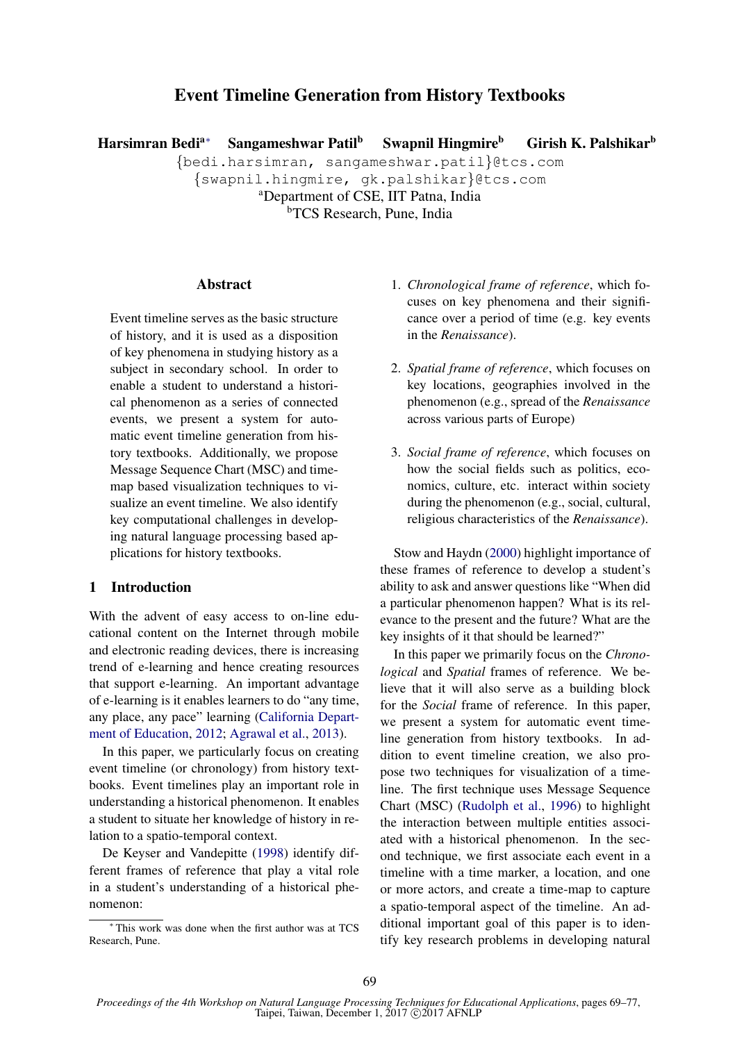# Event Timeline Generation from History Textbooks

**Harsimran Bedi**[a]* **Sangameshwar Patil**[b] **Swapnil Hingmire**[b] **Girish K. Palshikar**[b]

{bedi.harsimran, sangameshwar.patil}@tcs.com
{swapnil.hingmire, gk.palshikar}@tcs.com
[a]Department of CSE, IIT Patna, India
[b]TCS Research, Pune, India

## Abstract

Event timeline serves as the basic structure of history, and it is used as a disposition of key phenomena in studying history as a subject in secondary school. In order to enable a student to understand a historical phenomenon as a series of connected events, we present a system for automatic event timeline generation from history textbooks. Additionally, we propose Message Sequence Chart (MSC) and time-map based visualization techniques to visualize an event timeline. We also identify key computational challenges in developing natural language processing based applications for history textbooks.

## 1 Introduction

With the advent of easy access to on-line educational content on the Internet through mobile and electronic reading devices, there is increasing trend of e-learning and hence creating resources that support e-learning. An important advantage of e-learning is it enables learners to do "any time, any place, any pace" learning (California Department of Education, 2012; Agrawal et al., 2013).

In this paper, we particularly focus on creating event timeline (or chronology) from history textbooks. Event timelines play an important role in understanding a historical phenomenon. It enables a student to situate her knowledge of history in relation to a spatio-temporal context.

De Keyser and Vandepitte (1998) identify different frames of reference that play a vital role in a student's understanding of a historical phenomenon:

1. *Chronological frame of reference*, which focuses on key phenomena and their significance over a period of time (e.g. key events in the *Renaissance*).

2. *Spatial frame of reference*, which focuses on key locations, geographies involved in the phenomenon (e.g., spread of the *Renaissance* across various parts of Europe)

3. *Social frame of reference*, which focuses on how the social fields such as politics, economics, culture, etc. interact within society during the phenomenon (e.g., social, cultural, religious characteristics of the *Renaissance*).

Stow and Haydn (2000) highlight importance of these frames of reference to develop a student's ability to ask and answer questions like "When did a particular phenomenon happen? What is its relevance to the present and the future? What are the key insights of it that should be learned?"

In this paper we primarily focus on the *Chronological* and *Spatial* frames of reference. We believe that it will also serve as a building block for the *Social* frame of reference. In this paper, we present a system for automatic event timeline generation from history textbooks. In addition to event timeline creation, we also propose two techniques for visualization of a timeline. The first technique uses Message Sequence Chart (MSC) (Rudolph et al., 1996) to highlight the interaction between multiple entities associated with a historical phenomenon. In the second technique, we first associate each event in a timeline with a time marker, a location, and one or more actors, and create a time-map to capture a spatio-temporal aspect of the timeline. An additional important goal of this paper is to identify key research problems in developing natural

[*] This work was done when the first author was at TCS Research, Pune.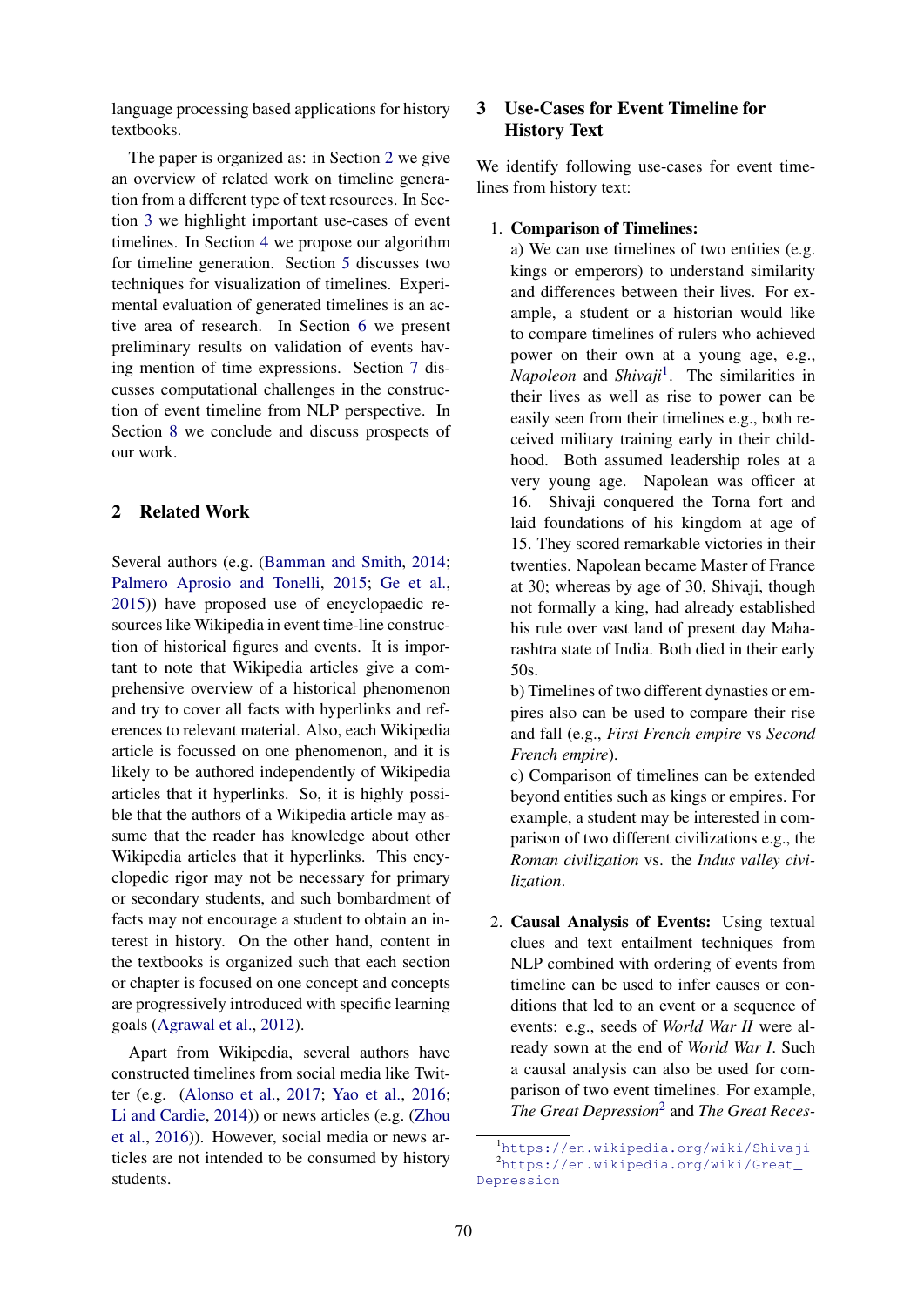language processing based applications for history textbooks.

The paper is organized as: in Section 2 we give an overview of related work on timeline generation from a different type of text resources. In Section 3 we highlight important use-cases of event timelines. In Section 4 we propose our algorithm for timeline generation. Section 5 discusses two techniques for visualization of timelines. Experimental evaluation of generated timelines is an active area of research. In Section 6 we present preliminary results on validation of events having mention of time expressions. Section 7 discusses computational challenges in the construction of event timeline from NLP perspective. In Section 8 we conclude and discuss prospects of our work.

## 2 Related Work

Several authors (e.g. (Bamman and Smith, 2014; Palmero Aprosio and Tonelli, 2015; Ge et al., 2015)) have proposed use of encyclopaedic resources like Wikipedia in event time-line construction of historical figures and events. It is important to note that Wikipedia articles give a comprehensive overview of a historical phenomenon and try to cover all facts with hyperlinks and references to relevant material. Also, each Wikipedia article is focussed on one phenomenon, and it is likely to be authored independently of Wikipedia articles that it hyperlinks. So, it is highly possible that the authors of a Wikipedia article may assume that the reader has knowledge about other Wikipedia articles that it hyperlinks. This encyclopedic rigor may not be necessary for primary or secondary students, and such bombardment of facts may not encourage a student to obtain an interest in history. On the other hand, content in the textbooks is organized such that each section or chapter is focused on one concept and concepts are progressively introduced with specific learning goals (Agrawal et al., 2012).

Apart from Wikipedia, several authors have constructed timelines from social media like Twitter (e.g. (Alonso et al., 2017; Yao et al., 2016; Li and Cardie, 2014)) or news articles (e.g. (Zhou et al., 2016)). However, social media or news articles are not intended to be consumed by history students.

## 3 Use-Cases for Event Timeline for History Text

We identify following use-cases for event timelines from history text:

1. **Comparison of Timelines:**
   a) We can use timelines of two entities (e.g. kings or emperors) to understand similarity and differences between their lives. For example, a student or a historian would like to compare timelines of rulers who achieved power on their own at a young age, e.g., *Napoleon* and *Shivaji*[1]. The similarities in their lives as well as rise to power can be easily seen from their timelines e.g., both received military training early in their childhood. Both assumed leadership roles at a very young age. Napolean was officer at 16. Shivaji conquered the Torna fort and laid foundations of his kingdom at age of 15. They scored remarkable victories in their twenties. Napolean became Master of France at 30; whereas by age of 30, Shivaji, though not formally a king, had already established his rule over vast land of present day Maharashtra state of India. Both died in their early 50s.
   b) Timelines of two different dynasties or empires also can be used to compare their rise and fall (e.g., *First French empire* vs *Second French empire*).
   c) Comparison of timelines can be extended beyond entities such as kings or empires. For example, a student may be interested in comparison of two different civilizations e.g., the *Roman civilization* vs. the *Indus valley civilization*.

2. **Causal Analysis of Events:** Using textual clues and text entailment techniques from NLP combined with ordering of events from timeline can be used to infer causes or conditions that led to an event or a sequence of events: e.g., seeds of *World War II* were already sown at the end of *World War I*. Such a causal analysis can also be used for comparison of two event timelines. For example, *The Great Depression*[2] and *The Great Reces-*

[1] https://en.wikipedia.org/wiki/Shivaji
[2] https://en.wikipedia.org/wiki/Great_Depression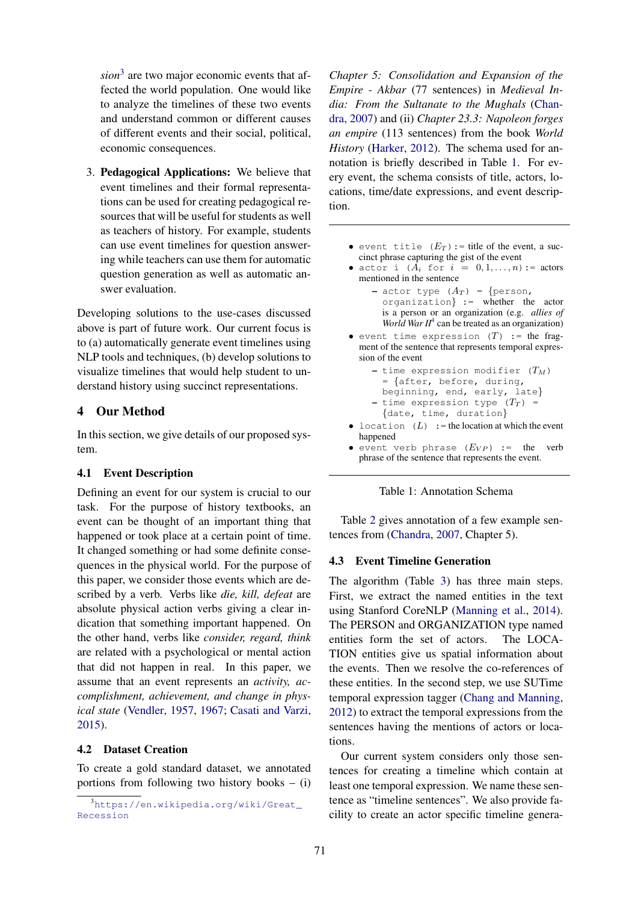*sion*[3] are two major economic events that affected the world population. One would like to analyze the timelines of these two events and understand common or different causes of different events and their social, political, economic consequences.

3. **Pedagogical Applications:** We believe that event timelines and their formal representations can be used for creating pedagogical resources that will be useful for students as well as teachers of history. For example, students can use event timelines for question answering while teachers can use them for automatic question generation as well as automatic answer evaluation.

Developing solutions to the use-cases discussed above is part of future work. Our current focus is to (a) automatically generate event timelines using NLP tools and techniques, (b) develop solutions to visualize timelines that would help student to understand history using succinct representations.

## 4 Our Method

In this section, we give details of our proposed system.

### 4.1 Event Description

Defining an event for our system is crucial to our task. For the purpose of history textbooks, an event can be thought of an important thing that happened or took place at a certain point of time. It changed something or had some definite consequences in the physical world. For the purpose of this paper, we consider those events which are described by a verb. Verbs like *die, kill, defeat* are absolute physical action verbs giving a clear indication that something important happened. On the other hand, verbs like *consider, regard, think* are related with a psychological or mental action that did not happen in real. In this paper, we assume that an event represents an *activity, accomplishment, achievement, and change in physical state* (Vendler, 1957, 1967; Casati and Varzi, 2015).

### 4.2 Dataset Creation

To create a gold standard dataset, we annotated portions from following two history books – (i) *Chapter 5: Consolidation and Expansion of the Empire - Akbar* (77 sentences) in *Medieval India: From the Sultanate to the Mughals* (Chandra, 2007) and (ii) *Chapter 23.3: Napoleon forges an empire* (113 sentences) from the book *World History* (Harker, 2012). The schema used for annotation is briefly described in Table 1. For every event, the schema consists of title, actors, locations, time/date expressions, and event description.

- `event title` ($E_T$) := title of the event, a succinct phrase capturing the gist of the event
- `actor i` ($A_i$ `for` $i = 0, 1, \dots, n$) := actors mentioned in the sentence
  - `actor type` ($A_T$) = `{person, organization}` := whether the actor is a person or an organization (e.g. *allies of World War II*[4] can be treated as an organization)
- `event time expression` ($T$) := the fragment of the sentence that represents temporal expression of the event
  - `time expression modifier` ($T_M$) = `{after, before, during, beginning, end, early, late}`
  - `time expression type` ($T_T$) = `{date, time, duration}`
- `location` ($L$) := the location at which the event happened
- `event verb phrase` ($E_{VP}$) := the verb phrase of the sentence that represents the event.

Table 1: Annotation Schema

Table 2 gives annotation of a few example sentences from (Chandra, 2007, Chapter 5).

### 4.3 Event Timeline Generation

The algorithm (Table 3) has three main steps. First, we extract the named entities in the text using Stanford CoreNLP (Manning et al., 2014). The PERSON and ORGANIZATION type named entities form the set of actors. The LOCATION entities give us spatial information about the events. Then we resolve the co-references of these entities. In the second step, we use SUTime temporal expression tagger (Chang and Manning, 2012) to extract the temporal expressions from the sentences having the mentions of actors or locations.

Our current system considers only those sentences for creating a timeline which contain at least one temporal expression. We name these sentence as "timeline sentences". We also provide facility to create an actor specific timeline genera-

[3] https://en.wikipedia.org/wiki/Great_Recession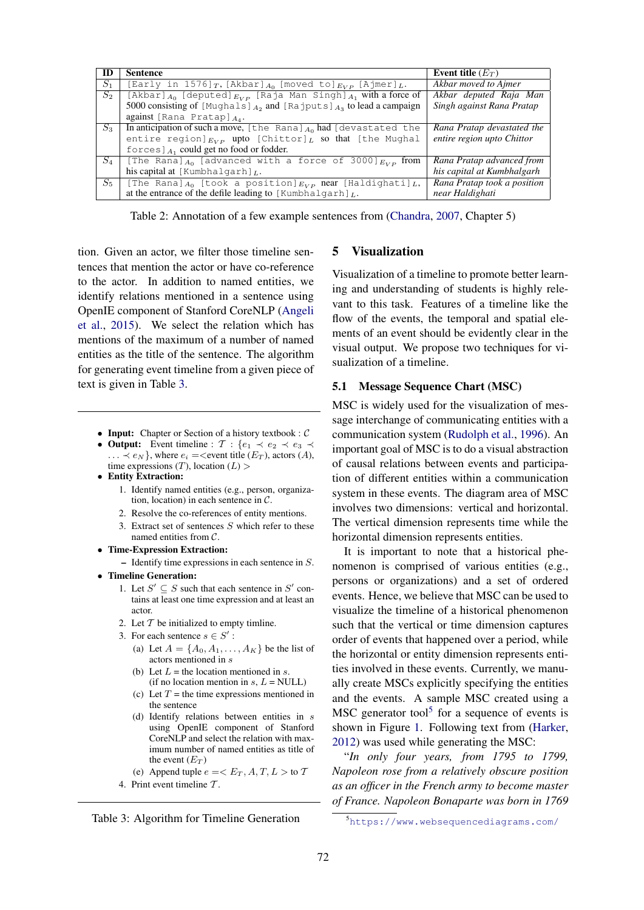| ID | Sentence | Event title ($E_T$) |
|---|---|---|
| $S_1$ | [Early in 1576]$_T$, [Akbar]$_{A_0}$ [moved to]$_{EVP}$ [Ajmer]$_L$. | *Akbar moved to Ajmer* |
| $S_2$ | [Akbar]$_{A_0}$ [deputed]$_{EVP}$ [Raja Man Singh]$_{A_1}$ with a force of 5000 consisting of [Mughals]$_{A_2}$ and [Rajputs]$_{A_3}$ to lead a campaign against [Rana Pratap]$_{A_4}$. | *Akbar deputed Raja Man Singh against Rana Pratap* |
| $S_3$ | In anticipation of such a move, [the Rana]$_{A_0}$ had [devastated the entire region]$_{EVP}$ upto [Chittor]$_L$ so that [the Mughal forces]$_{A_1}$ could get no food or fodder. | *Rana Pratap devastated the entire region upto Chittor* |
| $S_4$ | [The Rana]$_{A_0}$ [advanced with a force of 3000]$_{EVP}$ from his capital at [Kumbhalgarh]$_L$. | *Rana Pratap advanced from his capital at Kumbhalgarh* |
| $S_5$ | [The Rana]$_{A_0}$ [took a position]$_{EVP}$ near [Haldighati]$_L$, at the entrance of the defile leading to [Kumbhalgarh]$_L$. | *Rana Pratap took a position near Haldighati* |

Table 2: Annotation of a few example sentences from (Chandra, 2007, Chapter 5)

tion. Given an actor, we filter those timeline sentences that mention the actor or have co-reference to the actor. In addition to named entities, we identify relations mentioned in a sentence using OpenIE component of Stanford CoreNLP (Angeli et al., 2015). We select the relation which has mentions of the maximum of a number of named entities as the title of the sentence. The algorithm for generating event timeline from a given piece of text is given in Table 3.

- **Input:** Chapter or Section of a history textbook : $\mathcal{C}$
- **Output:** Event timeline : $\mathcal{T}$ : $\{e_1 \prec e_2 \prec e_3 \prec \ldots \prec e_N\}$, where $e_i$ =<event title ($E_T$), actors ($A$), time expressions ($T$), location ($L$) >
- **Entity Extraction:**
  1. Identify named entities (e.g., person, organization, location) in each sentence in $\mathcal{C}$.
  2. Resolve the co-references of entity mentions.
  3. Extract set of sentences $S$ which refer to these named entities from $\mathcal{C}$.
- **Time-Expression Extraction:**
  - Identify time expressions in each sentence in $S$.
- **Timeline Generation:**
  1. Let $S' \subseteq S$ such that each sentence in $S'$ contains at least one time expression and at least an actor.
  2. Let $\mathcal{T}$ be initialized to empty timline.
  3. For each sentence $s \in S'$ :
     (a) Let $A = \{A_0, A_1, \ldots, A_K\}$ be the list of actors mentioned in $s$
     (b) Let $L$ = the location mentioned in $s$. (if no location mention in $s$, $L$ = NULL)
     (c) Let $T$ = the time expressions mentioned in the sentence
     (d) Identify relations between entities in $s$ using OpenIE component of Stanford CoreNLP and select the relation with maximum number of named entities as title of the event ($E_T$)
     (e) Append tuple $e =< E_T, A, T, L >$ to $\mathcal{T}$
  4. Print event timeline $\mathcal{T}$.

Table 3: Algorithm for Timeline Generation

## 5 Visualization

Visualization of a timeline to promote better learning and understanding of students is highly relevant to this task. Features of a timeline like the flow of the events, the temporal and spatial elements of an event should be evidently clear in the visual output. We propose two techniques for visualization of a timeline.

### 5.1 Message Sequence Chart (MSC)

MSC is widely used for the visualization of message interchange of communicating entities with a communication system (Rudolph et al., 1996). An important goal of MSC is to do a visual abstraction of causal relations between events and participation of different entities within a communication system in these events. The diagram area of MSC involves two dimensions: vertical and horizontal. The vertical dimension represents time while the horizontal dimension represents entities.

It is important to note that a historical phenomenon is comprised of various entities (e.g., persons or organizations) and a set of ordered events. Hence, we believe that MSC can be used to visualize the timeline of a historical phenomenon such that the vertical or time dimension captures order of events that happened over a period, while the horizontal or entity dimension represents entities involved in these events. Currently, we manually create MSCs explicitly specifying the entities and the events. A sample MSC created using a MSC generator tool[5] for a sequence of events is shown in Figure 1. Following text from (Harker, 2012) was used while generating the MSC:

"*In only four years, from 1795 to 1799, Napoleon rose from a relatively obscure position as an officer in the French army to become master of France. Napoleon Bonaparte was born in 1769*

[5] https://www.websequencediagrams.com/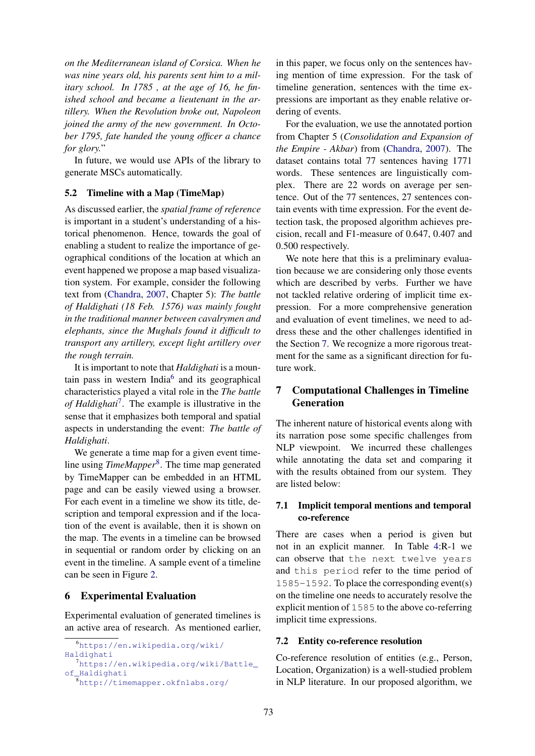*on the Mediterranean island of Corsica. When he was nine years old, his parents sent him to a military school. In 1785 , at the age of 16, he finished school and became a lieutenant in the artillery. When the Revolution broke out, Napoleon joined the army of the new government. In October 1795, fate handed the young officer a chance for glory.*"

In future, we would use APIs of the library to generate MSCs automatically.

### 5.2 Timeline with a Map (TimeMap)

As discussed earlier, the *spatial frame of reference* is important in a student's understanding of a historical phenomenon. Hence, towards the goal of enabling a student to realize the importance of geographical conditions of the location at which an event happened we propose a map based visualization system. For example, consider the following text from (Chandra, 2007, Chapter 5): *The battle of Haldighati (18 Feb. 1576) was mainly fought in the traditional manner between cavalrymen and elephants, since the Mughals found it difficult to transport any artillery, except light artillery over the rough terrain.*

It is important to note that *Haldighati* is a mountain pass in western India[6] and its geographical characteristics played a vital role in the *The battle of Haldighati*[7]. The example is illustrative in the sense that it emphasizes both temporal and spatial aspects in understanding the event: *The battle of Haldighati*.

We generate a time map for a given event timeline using *TimeMapper*[8]. The time map generated by TimeMapper can be embedded in an HTML page and can be easily viewed using a browser. For each event in a timeline we show its title, description and temporal expression and if the location of the event is available, then it is shown on the map. The events in a timeline can be browsed in sequential or random order by clicking on an event in the timeline. A sample event of a timeline can be seen in Figure 2.

## 6 Experimental Evaluation

Experimental evaluation of generated timelines is an active area of research. As mentioned earlier, in this paper, we focus only on the sentences having mention of time expression. For the task of timeline generation, sentences with the time expressions are important as they enable relative ordering of events.

For the evaluation, we use the annotated portion from Chapter 5 (*Consolidation and Expansion of the Empire - Akbar*) from (Chandra, 2007). The dataset contains total 77 sentences having 1771 words. These sentences are linguistically complex. There are 22 words on average per sentence. Out of the 77 sentences, 27 sentences contain events with time expression. For the event detection task, the proposed algorithm achieves precision, recall and F1-measure of 0.647, 0.407 and 0.500 respectively.

We note here that this is a preliminary evaluation because we are considering only those events which are described by verbs. Further we have not tackled relative ordering of implicit time expression. For a more comprehensive generation and evaluation of event timelines, we need to address these and the other challenges identified in the Section 7. We recognize a more rigorous treatment for the same as a significant direction for future work.

## 7 Computational Challenges in Timeline Generation

The inherent nature of historical events along with its narration pose some specific challenges from NLP viewpoint. We incurred these challenges while annotating the data set and comparing it with the results obtained from our system. They are listed below:

### 7.1 Implicit temporal mentions and temporal co-reference

There are cases when a period is given but not in an explicit manner. In Table 4:R-1 we can observe that `the next twelve years` and `this period` refer to the time period of `1585-1592`. To place the corresponding event(s) on the timeline one needs to accurately resolve the explicit mention of `1585` to the above co-referring implicit time expressions.

### 7.2 Entity co-reference resolution

Co-reference resolution of entities (e.g., Person, Location, Organization) is a well-studied problem in NLP literature. In our proposed algorithm, we

[6] https://en.wikipedia.org/wiki/Haldighati

[7] https://en.wikipedia.org/wiki/Battle_of_Haldighati

[8] http://timemapper.okfnlabs.org/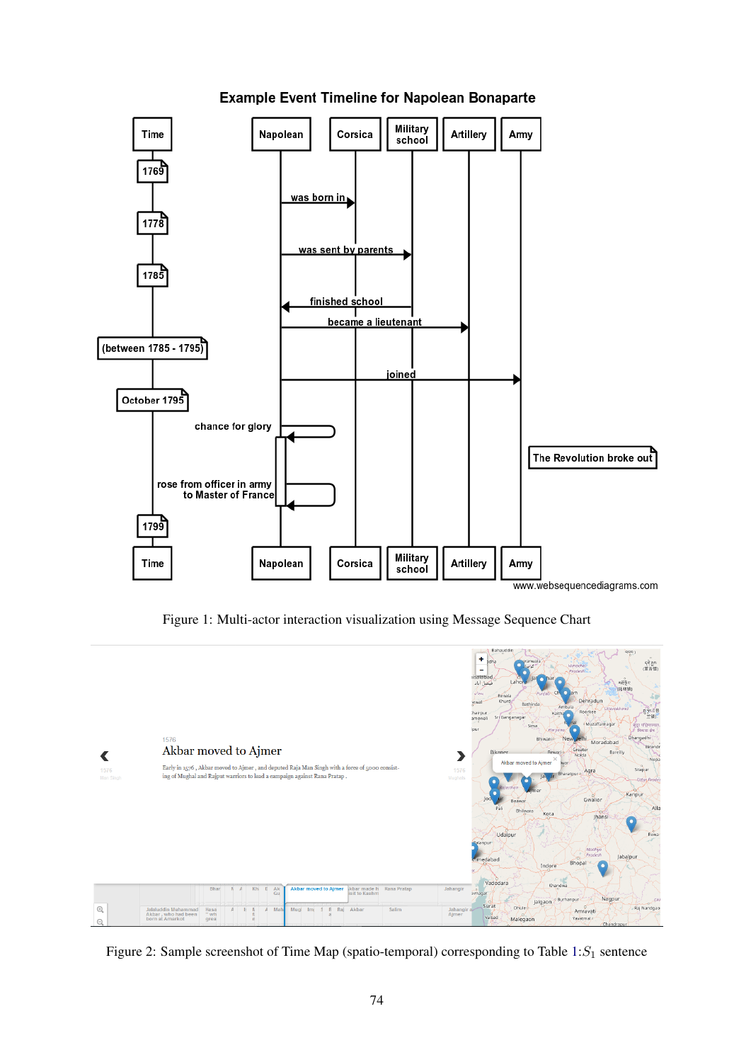Figure 1: Multi-actor interaction visualization using Message Sequence Chart

Figure 2: Sample screenshot of Time Map (spatio-temporal) corresponding to Table 1:$S_1$ sentence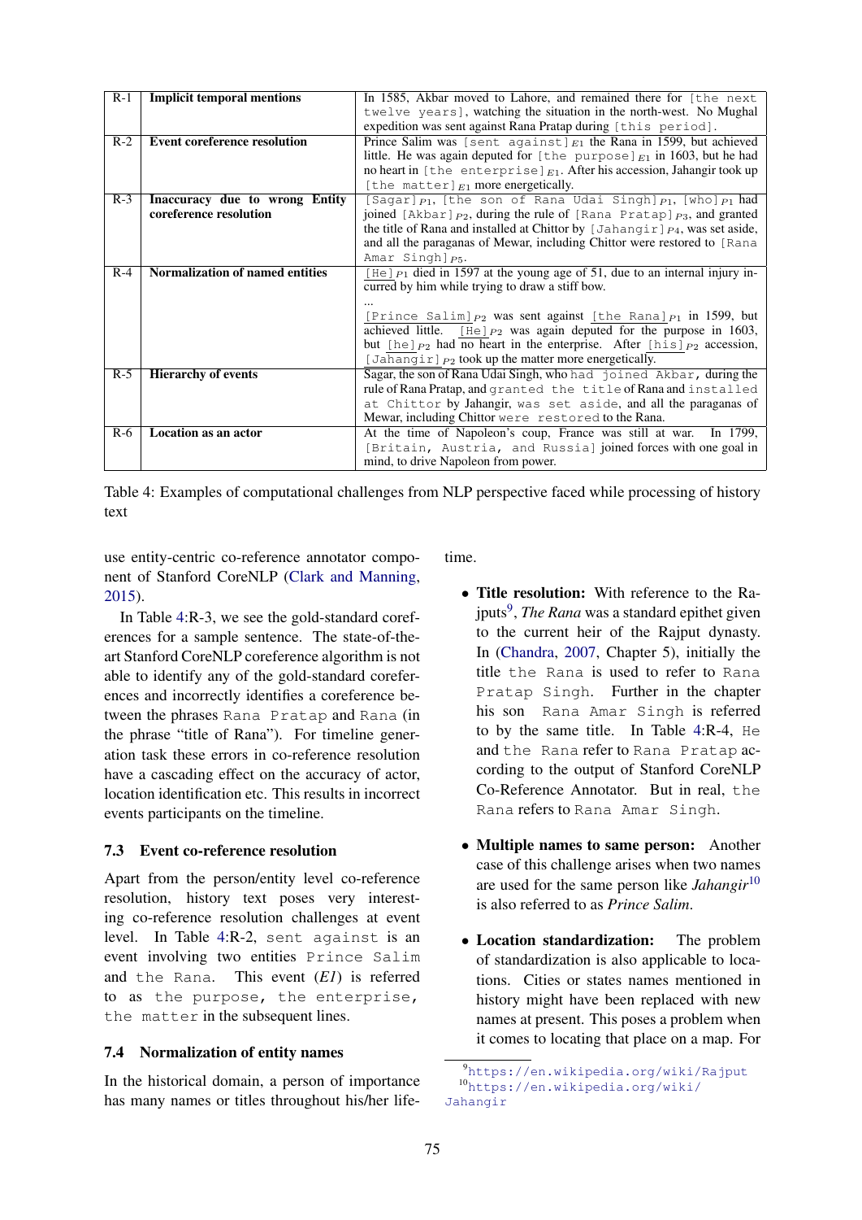| | | |
|---|---|---|
| R-1 | **Implicit temporal mentions** | In 1585, Akbar moved to Lahore, and remained there for `[the next twelve years]`, watching the situation in the north-west. No Mughal expedition was sent against Rana Pratap during `[this period]`. |
| R-2 | **Event coreference resolution** | Prince Salim was `[sent against]`$_{E1}$ the Rana in 1599, but achieved little. He was again deputed for `[the purpose]`$_{E1}$ in 1603, but he had no heart in `[the enterprise]`$_{E1}$. After his accession, Jahangir took up `[the matter]`$_{E1}$ more energetically. |
| R-3 | **Inaccuracy due to wrong Entity coreference resolution** | `[Sagar]`$_{P1}$, `[the son of Rana Udai Singh]`$_{P1}$, `[who]`$_{P1}$ had joined `[Akbar]`$_{P2}$, during the rule of `[Rana Pratap]`$_{P3}$, and granted the title of Rana and installed at Chittor by `[Jahangir]`$_{P4}$, was set aside, and all the paraganas of Mewar, including Chittor were restored to `[Rana Amar Singh]`$_{P5}$. |
| R-4 | **Normalization of named entities** | `[He]`$_{P1}$ died in 1597 at the young age of 51, due to an internal injury incurred by him while trying to draw a stiff bow. ... `[Prince Salim]`$_{P2}$ was sent against `[the Rana]`$_{P1}$ in 1599, but achieved little. `[He]`$_{P2}$ was again deputed for the purpose in 1603, but `[he]`$_{P2}$ had no heart in the enterprise. After `[his]`$_{P2}$ accession, `[Jahangir]`$_{P2}$ took up the matter more energetically. |
| R-5 | **Hierarchy of events** | Sagar, the son of Rana Udai Singh, who `had joined Akbar`, during the rule of Rana Pratap, and `granted the title` of Rana and `installed at Chittor` by Jahangir, `was set aside`, and all the paraganas of Mewar, including Chittor `were restored` to the Rana. |
| R-6 | **Location as an actor** | At the time of Napoleon's coup, France was still at war. In 1799, `[Britain, Austria, and Russia]` joined forces with one goal in mind, to drive Napoleon from power. |

Table 4: Examples of computational challenges from NLP perspective faced while processing of history text

use entity-centric co-reference annotator component of Stanford CoreNLP (Clark and Manning, 2015).

In Table 4:R-3, we see the gold-standard coreferences for a sample sentence. The state-of-the-art Stanford CoreNLP coreference algorithm is not able to identify any of the gold-standard coreferences and incorrectly identifies a coreference between the phrases `Rana Pratap` and `Rana` (in the phrase "title of Rana"). For timeline generation task these errors in co-reference resolution have a cascading effect on the accuracy of actor, location identification etc. This results in incorrect events participants on the timeline.

### 7.3 Event co-reference resolution

Apart from the person/entity level co-reference resolution, history text poses very interesting co-reference resolution challenges at event level. In Table 4:R-2, `sent against` is an event involving two entities `Prince Salim` and `the Rana`. This event (*E1*) is referred to as `the purpose`, `the enterprise`, `the matter` in the subsequent lines.

### 7.4 Normalization of entity names

In the historical domain, a person of importance has many names or titles throughout his/her lifetime.

- **Title resolution:** With reference to the Rajputs[9], *The Rana* was a standard epithet given to the current heir of the Rajput dynasty. In (Chandra, 2007, Chapter 5), initially the title `the Rana` is used to refer to `Rana Pratap Singh`. Further in the chapter his son `Rana Amar Singh` is referred to by the same title. In Table 4:R-4, `He` and `the Rana` refer to `Rana Pratap` according to the output of Stanford CoreNLP Co-Reference Annotator. But in real, `the Rana` refers to `Rana Amar Singh`.

- **Multiple names to same person:** Another case of this challenge arises when two names are used for the same person like *Jahangir*[10] is also referred to as *Prince Salim*.

- **Location standardization:** The problem of standardization is also applicable to locations. Cities or states names mentioned in history might have been replaced with new names at present. This poses a problem when it comes to locating that place on a map. For

[9] https://en.wikipedia.org/wiki/Rajput

[10] https://en.wikipedia.org/wiki/Jahangir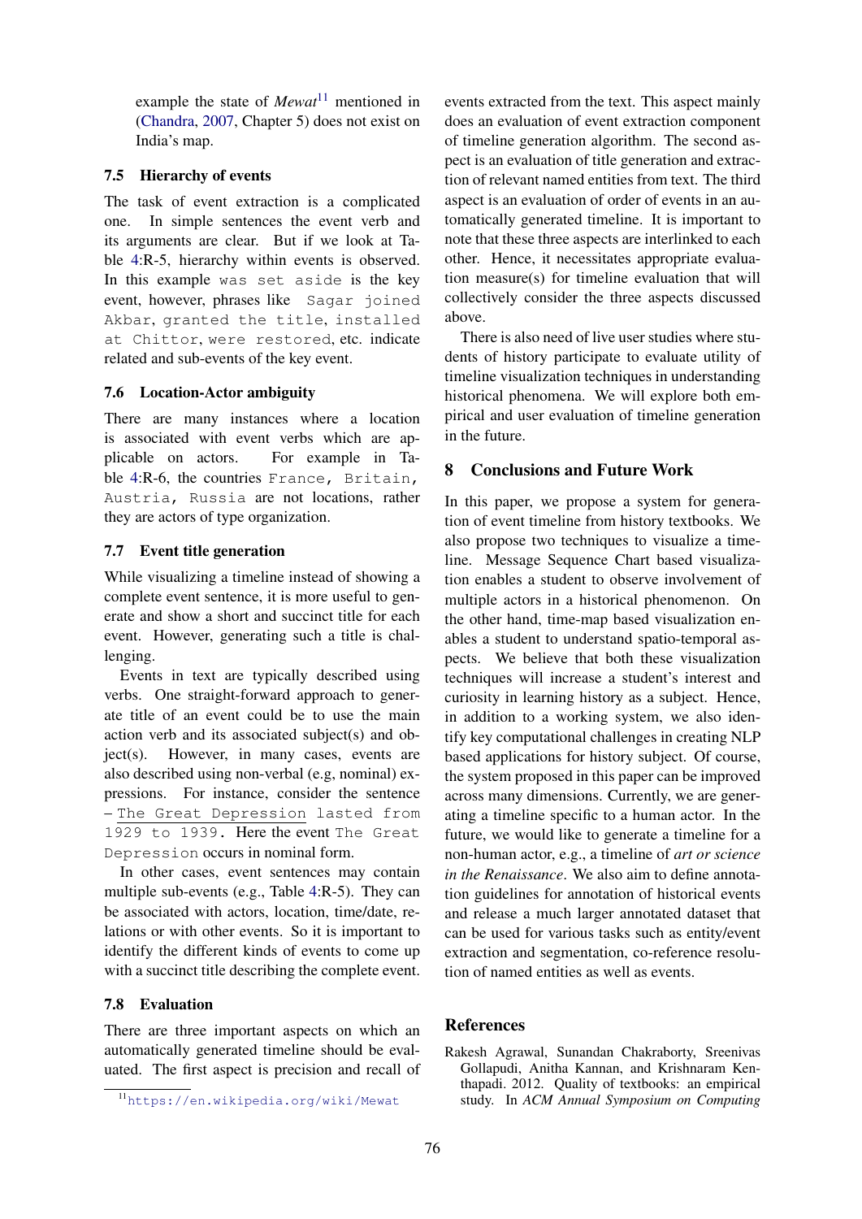example the state of *Mewat*[11] mentioned in (Chandra, 2007, Chapter 5) does not exist on India's map.

### 7.5 Hierarchy of events

The task of event extraction is a complicated one. In simple sentences the event verb and its arguments are clear. But if we look at Table 4:R-5, hierarchy within events is observed. In this example `was set aside` is the key event, however, phrases like `Sagar joined Akbar`, `granted the title`, `installed at Chittor`, `were restored`, etc. indicate related and sub-events of the key event.

### 7.6 Location-Actor ambiguity

There are many instances where a location is associated with event verbs which are applicable on actors. For example in Table 4:R-6, the countries `France, Britain, Austria, Russia` are not locations, rather they are actors of type organization.

### 7.7 Event title generation

While visualizing a timeline instead of showing a complete event sentence, it is more useful to generate and show a short and succinct title for each event. However, generating such a title is challenging.

Events in text are typically described using verbs. One straight-forward approach to generate title of an event could be to use the main action verb and its associated subject(s) and object(s). However, in many cases, events are also described using non-verbal (e.g, nominal) expressions. For instance, consider the sentence – `The Great Depression lasted from 1929 to 1939`. Here the event `The Great Depression` occurs in nominal form.

In other cases, event sentences may contain multiple sub-events (e.g., Table 4:R-5). They can be associated with actors, location, time/date, relations or with other events. So it is important to identify the different kinds of events to come up with a succinct title describing the complete event.

### 7.8 Evaluation

There are three important aspects on which an automatically generated timeline should be evaluated. The first aspect is precision and recall of events extracted from the text. This aspect mainly does an evaluation of event extraction component of timeline generation algorithm. The second aspect is an evaluation of title generation and extraction of relevant named entities from text. The third aspect is an evaluation of order of events in an automatically generated timeline. It is important to note that these three aspects are interlinked to each other. Hence, it necessitates appropriate evaluation measure(s) for timeline evaluation that will collectively consider the three aspects discussed above.

There is also need of live user studies where students of history participate to evaluate utility of timeline visualization techniques in understanding historical phenomena. We will explore both empirical and user evaluation of timeline generation in the future.

## 8 Conclusions and Future Work

In this paper, we propose a system for generation of event timeline from history textbooks. We also propose two techniques to visualize a timeline. Message Sequence Chart based visualization enables a student to observe involvement of multiple actors in a historical phenomenon. On the other hand, time-map based visualization enables a student to understand spatio-temporal aspects. We believe that both these visualization techniques will increase a student's interest and curiosity in learning history as a subject. Hence, in addition to a working system, we also identify key computational challenges in creating NLP based applications for history subject. Of course, the system proposed in this paper can be improved across many dimensions. Currently, we are generating a timeline specific to a human actor. In the future, we would like to generate a timeline for a non-human actor, e.g., a timeline of *art or science in the Renaissance*. We also aim to define annotation guidelines for annotation of historical events and release a much larger annotated dataset that can be used for various tasks such as entity/event extraction and segmentation, co-reference resolution of named entities as well as events.

## References

Rakesh Agrawal, Sunandan Chakraborty, Sreenivas Gollapudi, Anitha Kannan, and Krishnaram Kenthapadi. 2012. Quality of textbooks: an empirical study. In *ACM Annual Symposium on Computing*

[11] https://en.wikipedia.org/wiki/Mewat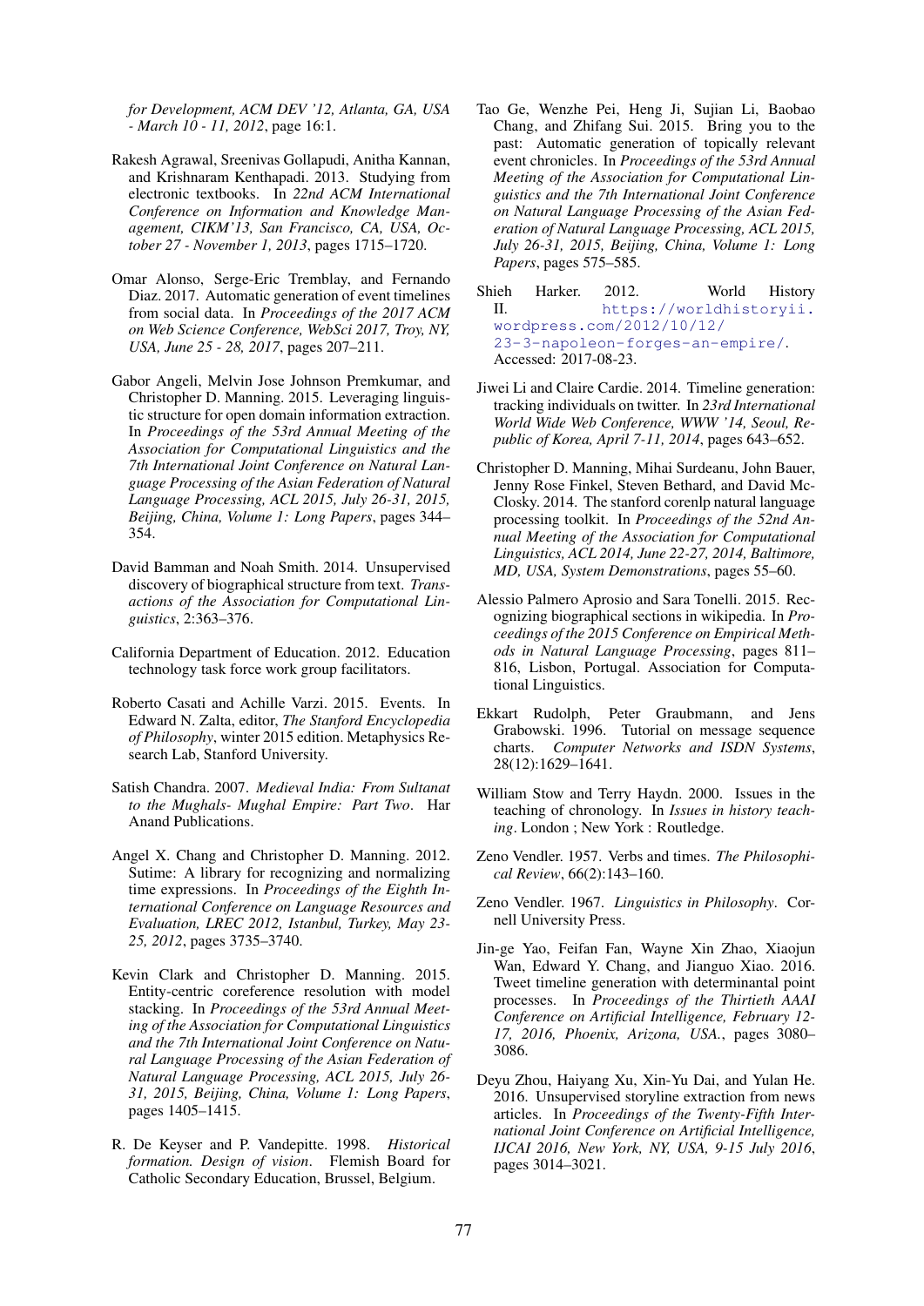*for Development, ACM DEV '12, Atlanta, GA, USA - March 10 - 11, 2012*, page 16:1.

Rakesh Agrawal, Sreenivas Gollapudi, Anitha Kannan, and Krishnaram Kenthapadi. 2013. Studying from electronic textbooks. In *22nd ACM International Conference on Information and Knowledge Management, CIKM'13, San Francisco, CA, USA, October 27 - November 1, 2013*, pages 1715–1720.

Omar Alonso, Serge-Eric Tremblay, and Fernando Diaz. 2017. Automatic generation of event timelines from social data. In *Proceedings of the 2017 ACM on Web Science Conference, WebSci 2017, Troy, NY, USA, June 25 - 28, 2017*, pages 207–211.

Gabor Angeli, Melvin Jose Johnson Premkumar, and Christopher D. Manning. 2015. Leveraging linguistic structure for open domain information extraction. In *Proceedings of the 53rd Annual Meeting of the Association for Computational Linguistics and the 7th International Joint Conference on Natural Language Processing of the Asian Federation of Natural Language Processing, ACL 2015, July 26-31, 2015, Beijing, China, Volume 1: Long Papers*, pages 344–354.

David Bamman and Noah Smith. 2014. Unsupervised discovery of biographical structure from text. *Transactions of the Association for Computational Linguistics*, 2:363–376.

California Department of Education. 2012. Education technology task force work group facilitators.

Roberto Casati and Achille Varzi. 2015. Events. In Edward N. Zalta, editor, *The Stanford Encyclopedia of Philosophy*, winter 2015 edition. Metaphysics Research Lab, Stanford University.

Satish Chandra. 2007. *Medieval India: From Sultanat to the Mughals- Mughal Empire: Part Two*. Har Anand Publications.

Angel X. Chang and Christopher D. Manning. 2012. Sutime: A library for recognizing and normalizing time expressions. In *Proceedings of the Eighth International Conference on Language Resources and Evaluation, LREC 2012, Istanbul, Turkey, May 23-25, 2012*, pages 3735–3740.

Kevin Clark and Christopher D. Manning. 2015. Entity-centric coreference resolution with model stacking. In *Proceedings of the 53rd Annual Meeting of the Association for Computational Linguistics and the 7th International Joint Conference on Natural Language Processing of the Asian Federation of Natural Language Processing, ACL 2015, July 26-31, 2015, Beijing, China, Volume 1: Long Papers*, pages 1405–1415.

R. De Keyser and P. Vandepitte. 1998. *Historical formation. Design of vision*. Flemish Board for Catholic Secondary Education, Brussel, Belgium.

Tao Ge, Wenzhe Pei, Heng Ji, Sujian Li, Baobao Chang, and Zhifang Sui. 2015. Bring you to the past: Automatic generation of topically relevant event chronicles. In *Proceedings of the 53rd Annual Meeting of the Association for Computational Linguistics and the 7th International Joint Conference on Natural Language Processing of the Asian Federation of Natural Language Processing, ACL 2015, July 26-31, 2015, Beijing, China, Volume 1: Long Papers*, pages 575–585.

Shieh Harker. 2012. World History II. https://worldhistoryii.wordpress.com/2012/10/12/23-3-napoleon-forges-an-empire/. Accessed: 2017-08-23.

Jiwei Li and Claire Cardie. 2014. Timeline generation: tracking individuals on twitter. In *23rd International World Wide Web Conference, WWW '14, Seoul, Republic of Korea, April 7-11, 2014*, pages 643–652.

Christopher D. Manning, Mihai Surdeanu, John Bauer, Jenny Rose Finkel, Steven Bethard, and David McClosky. 2014. The stanford corenlp natural language processing toolkit. In *Proceedings of the 52nd Annual Meeting of the Association for Computational Linguistics, ACL 2014, June 22-27, 2014, Baltimore, MD, USA, System Demonstrations*, pages 55–60.

Alessio Palmero Aprosio and Sara Tonelli. 2015. Recognizing biographical sections in wikipedia. In *Proceedings of the 2015 Conference on Empirical Methods in Natural Language Processing*, pages 811–816, Lisbon, Portugal. Association for Computational Linguistics.

Ekkart Rudolph, Peter Graubmann, and Jens Grabowski. 1996. Tutorial on message sequence charts. *Computer Networks and ISDN Systems*, 28(12):1629–1641.

William Stow and Terry Haydn. 2000. Issues in the teaching of chronology. In *Issues in history teaching*. London ; New York : Routledge.

Zeno Vendler. 1957. Verbs and times. *The Philosophical Review*, 66(2):143–160.

Zeno Vendler. 1967. *Linguistics in Philosophy*. Cornell University Press.

Jin-ge Yao, Feifan Fan, Wayne Xin Zhao, Xiaojun Wan, Edward Y. Chang, and Jianguo Xiao. 2016. Tweet timeline generation with determinantal point processes. In *Proceedings of the Thirtieth AAAI Conference on Artificial Intelligence, February 12-17, 2016, Phoenix, Arizona, USA.*, pages 3080–3086.

Deyu Zhou, Haiyang Xu, Xin-Yu Dai, and Yulan He. 2016. Unsupervised storyline extraction from news articles. In *Proceedings of the Twenty-Fifth International Joint Conference on Artificial Intelligence, IJCAI 2016, New York, NY, USA, 9-15 July 2016*, pages 3014–3021.